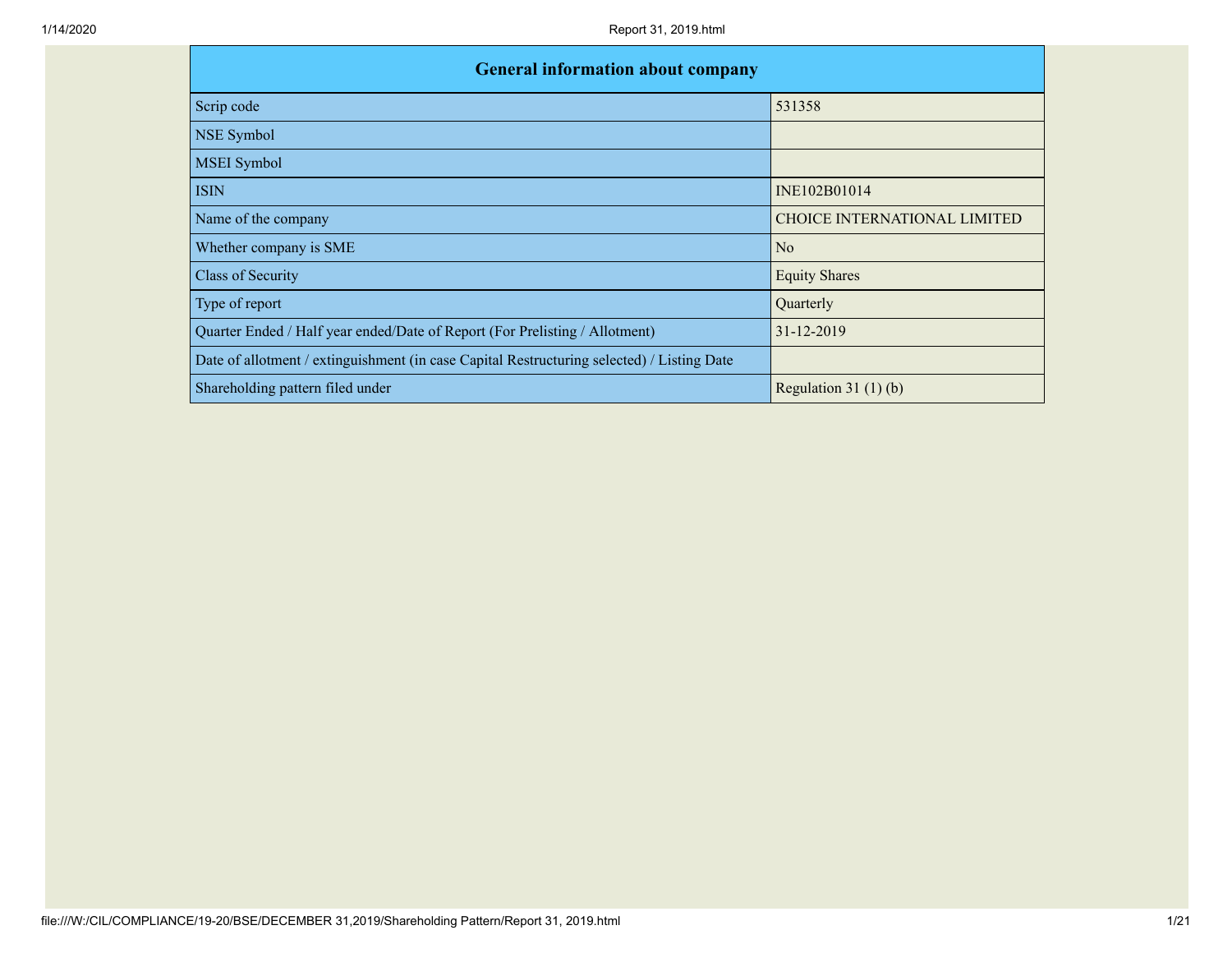| General information about company | |
|---|---|
| Scrip code | 531358 |
| NSE Symbol | |
| MSEI Symbol | |
| ISIN | INE102B01014 |
| Name of the company | CHOICE INTERNATIONAL LIMITED |
| Whether company is SME | No |
| Class of Security | Equity Shares |
| Type of report | Quarterly |
| Quarter Ended / Half year ended/Date of Report (For Prelisting / Allotment) | 31-12-2019 |
| Date of allotment / extinguishment (in case Capital Restructuring selected) / Listing Date | |
| Shareholding pattern filed under | Regulation 31 (1) (b) |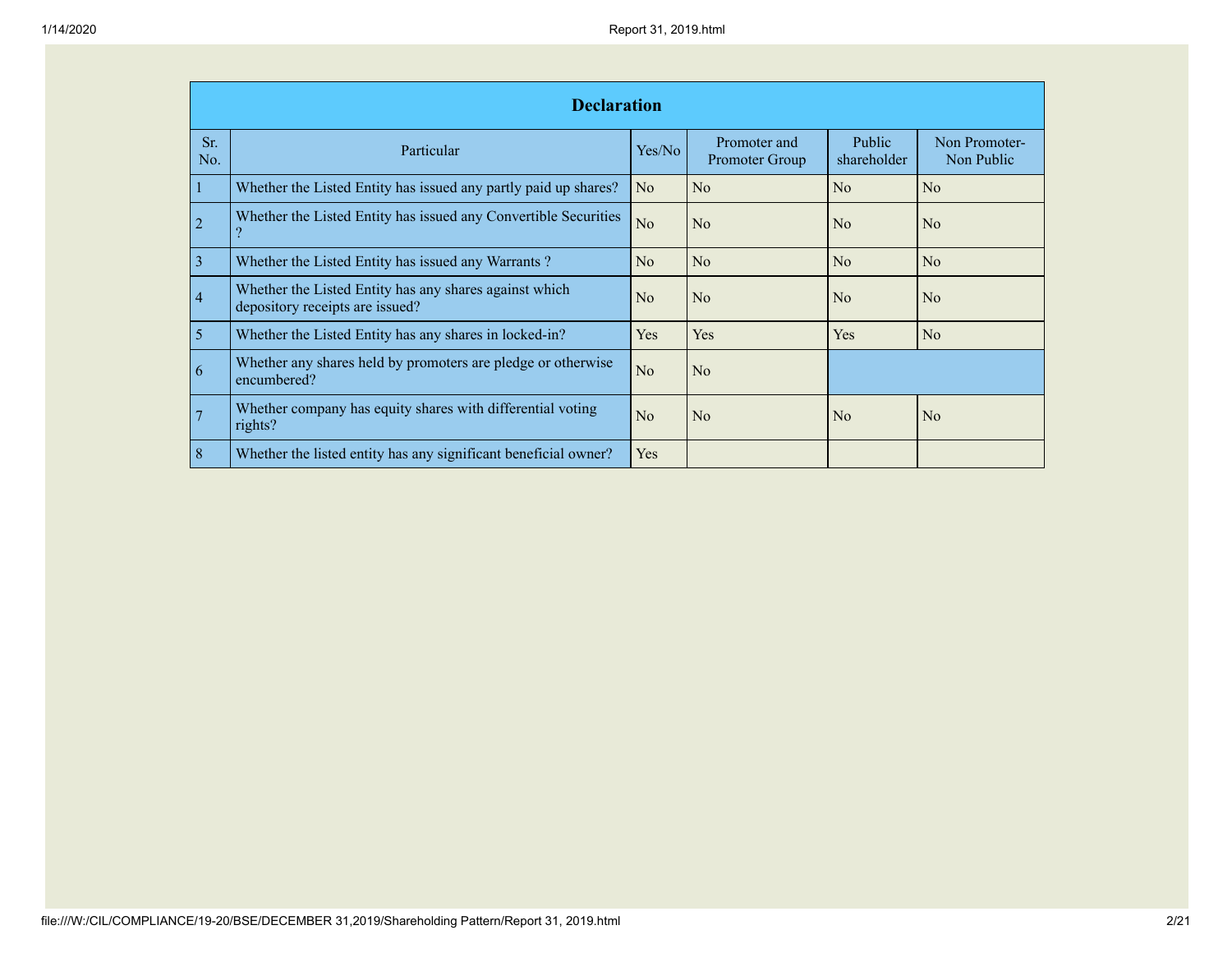| Declaration | | | | | |
|---|---|---|---|---|---|
| Sr. No. | Particular | Yes/No | Promoter and Promoter Group | Public shareholder | Non Promoter- Non Public |
| 1 | Whether the Listed Entity has issued any partly paid up shares? | No | No | No | No |
| 2 | Whether the Listed Entity has issued any Convertible Securities ? | No | No | No | No |
| 3 | Whether the Listed Entity has issued any Warrants ? | No | No | No | No |
| 4 | Whether the Listed Entity has any shares against which depository receipts are issued? | No | No | No | No |
| 5 | Whether the Listed Entity has any shares in locked-in? | Yes | Yes | Yes | No |
| 6 | Whether any shares held by promoters are pledge or otherwise encumbered? | No | No | | |
| 7 | Whether company has equity shares with differential voting rights? | No | No | No | No |
| 8 | Whether the listed entity has any significant beneficial owner? | Yes | | | |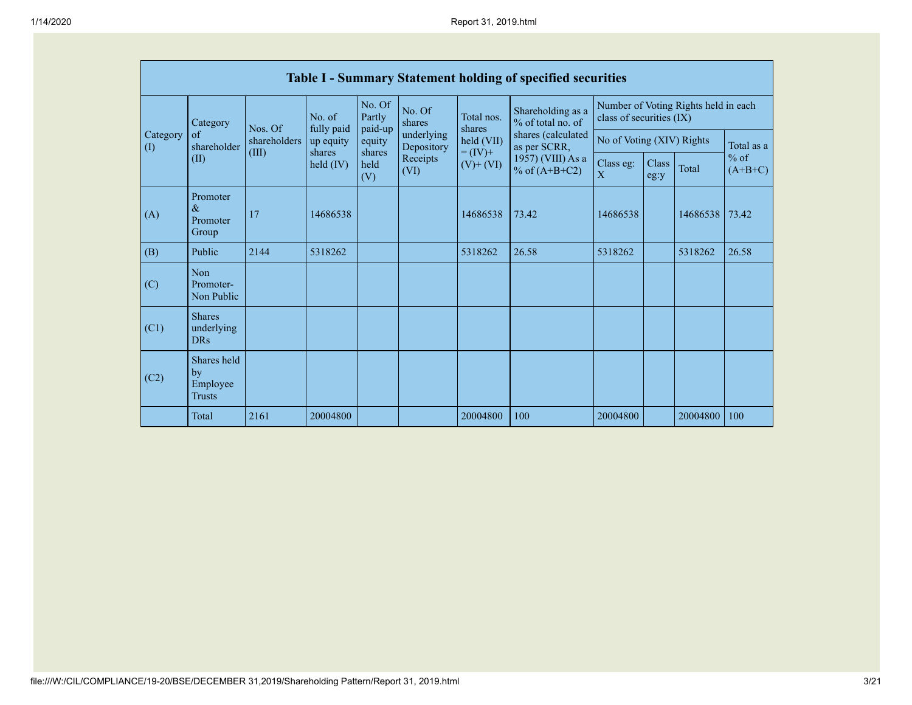| Table I - Summary Statement holding of specified securities | | | | | | | | | | | | |
|---|---|---|---|---|---|---|---|---|---|---|---|---|
| Category (I) | Category of shareholder (II) | Nos. Of shareholders (III) | No. of fully paid up equity shares held (IV) | No. Of Partly paid-up equity shares held (V) | No. Of shares underlying Depository Receipts (VI) | Total nos. shares held (VII) = (IV)+ (V)+ (VI) | Shareholding as a % of total no. of shares (calculated as per SCRR, 1957) (VIII) As a % of (A+B+C2) | Number of Voting Rights held in each class of securities (IX) | | | |
| | | | | | | | | No of Voting (XIV) Rights | | | Total as a % of (A+B+C) |
| | | | | | | | | Class eg: X | Class eg:y | Total | |
| (A) | Promoter & Promoter Group | 17 | 14686538 | | | 14686538 | 73.42 | 14686538 | | 14686538 | 73.42 |
| (B) | Public | 2144 | 5318262 | | | 5318262 | 26.58 | 5318262 | | 5318262 | 26.58 |
| (C) | Non Promoter- Non Public | | | | | | | | | | |
| (C1) | Shares underlying DRs | | | | | | | | | | |
| (C2) | Shares held by Employee Trusts | | | | | | | | | | |
| | Total | 2161 | 20004800 | | | 20004800 | 100 | 20004800 | | 20004800 | 100 |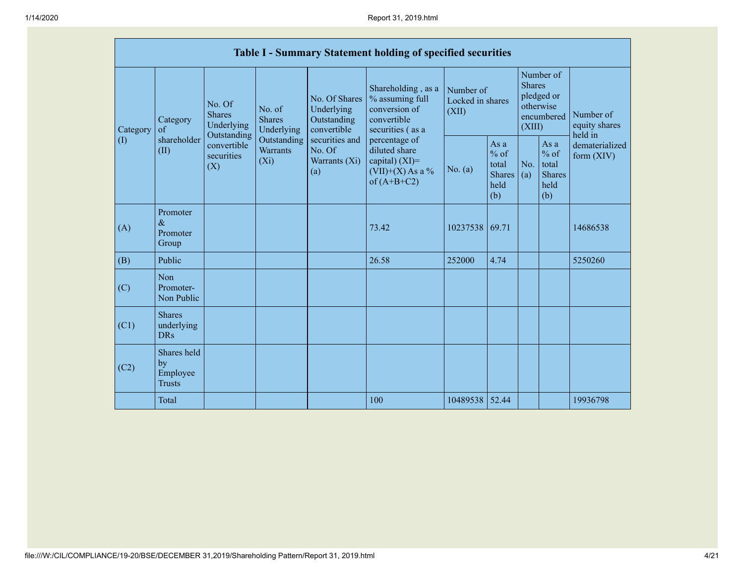| Table I - Summary Statement holding of specified securities | | | | | | | | | | | |
|---|---|---|---|---|---|---|---|---|---|---|---|
| Category (I) | Category of shareholder (II) | No. Of Shares Underlying Outstanding convertible securities (X) | No. of Shares Underlying Outstanding Warrants (Xi) | No. Of Shares Underlying Outstanding convertible securities and No. Of Warrants (Xi) (a) | Shareholding , as a % assuming full conversion of convertible securities ( as a percentage of diluted share capital) (XI)= (VII)+(X) As a % of (A+B+C2) | Number of Locked in shares (XII) | | Number of Shares pledged or otherwise encumbered (XIII) | | Number of equity shares held in dematerialized form (XIV) |
| | | | | | | No. (a) | As a % of total Shares held (b) | No. (a) | As a % of total Shares held (b) | |
| (A) | Promoter & Promoter Group | | | | 73.42 | 10237538 | 69.71 | | | 14686538 |
| (B) | Public | | | | 26.58 | 252000 | 4.74 | | | 5250260 |
| (C) | Non Promoter- Non Public | | | | | | | | | |
| (C1) | Shares underlying DRs | | | | | | | | | |
| (C2) | Shares held by Employee Trusts | | | | | | | | | |
| | Total | | | | 100 | 10489538 | 52.44 | | | 19936798 |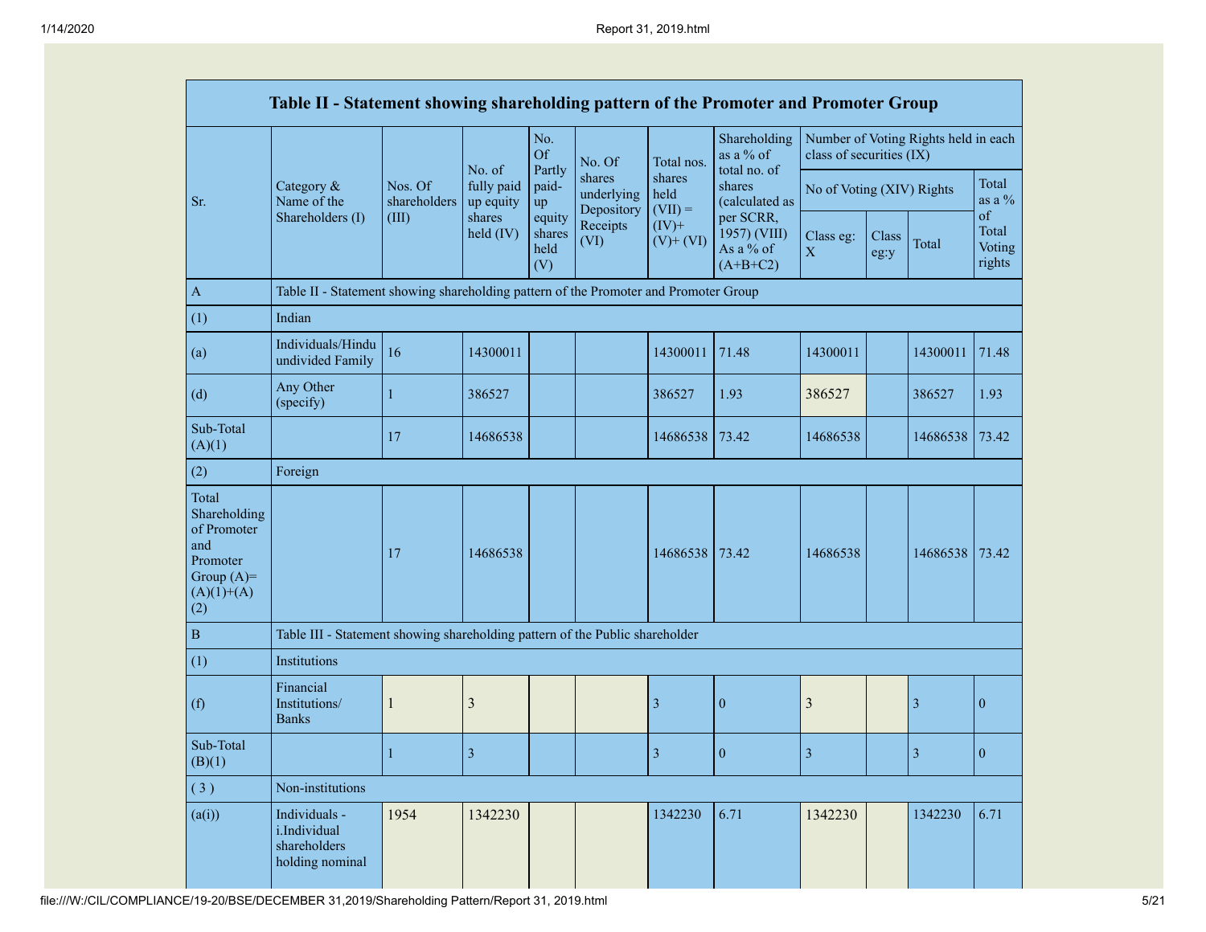| Table II - Statement showing shareholding pattern of the Promoter and Promoter Group | | | | | | | | | | | |
|---|---|---|---|---|---|---|---|---|---|---|---|
| Sr. | Category & Name of the Shareholders (I) | Nos. Of shareholders (III) | No. of fully paid up equity shares held (IV) | No. Of Partly paid-up equity shares held (V) | No. Of shares underlying Depository Receipts (VI) | Total nos. shares held (VII) = (IV)+ (V)+ (VI) | Shareholding as a % of total no. of shares (calculated as per SCRR, 1957) (VIII) As a % of (A+B+C2) | Number of Voting Rights held in each class of securities (IX) | | | |
| | | | | | | | | No of Voting (XIV) Rights | | | Total as a % of Total Voting rights |
| | | | | | | | | Class eg: X | Class eg:y | Total | |
| A | Table II - Statement showing shareholding pattern of the Promoter and Promoter Group | | | | | | | | | | |
| (1) | Indian | | | | | | | | | | |
| (a) | Individuals/Hindu undivided Family | 16 | 14300011 | | | 14300011 | 71.48 | 14300011 | | 14300011 | 71.48 |
| (d) | Any Other (specify) | 1 | 386527 | | | 386527 | 1.93 | 386527 | | 386527 | 1.93 |
| Sub-Total (A)(1) | | 17 | 14686538 | | | 14686538 | 73.42 | 14686538 | | 14686538 | 73.42 |
| (2) | Foreign | | | | | | | | | | |
| Total Shareholding of Promoter and Promoter Group (A)=(A)(1)+(A)(2) | | 17 | 14686538 | | | 14686538 | 73.42 | 14686538 | | 14686538 | 73.42 |
| B | Table III - Statement showing shareholding pattern of the Public shareholder | | | | | | | | | | |
| (1) | Institutions | | | | | | | | | | |
| (f) | Financial Institutions/ Banks | 1 | 3 | | | 3 | 0 | 3 | | 3 | 0 |
| Sub-Total (B)(1) | | 1 | 3 | | | 3 | 0 | 3 | | 3 | 0 |
| ( 3 ) | Non-institutions | | | | | | | | | | |
| (a(i)) | Individuals - i.Individual shareholders holding nominal | 1954 | 1342230 | | | 1342230 | 6.71 | 1342230 | | 1342230 | 6.71 |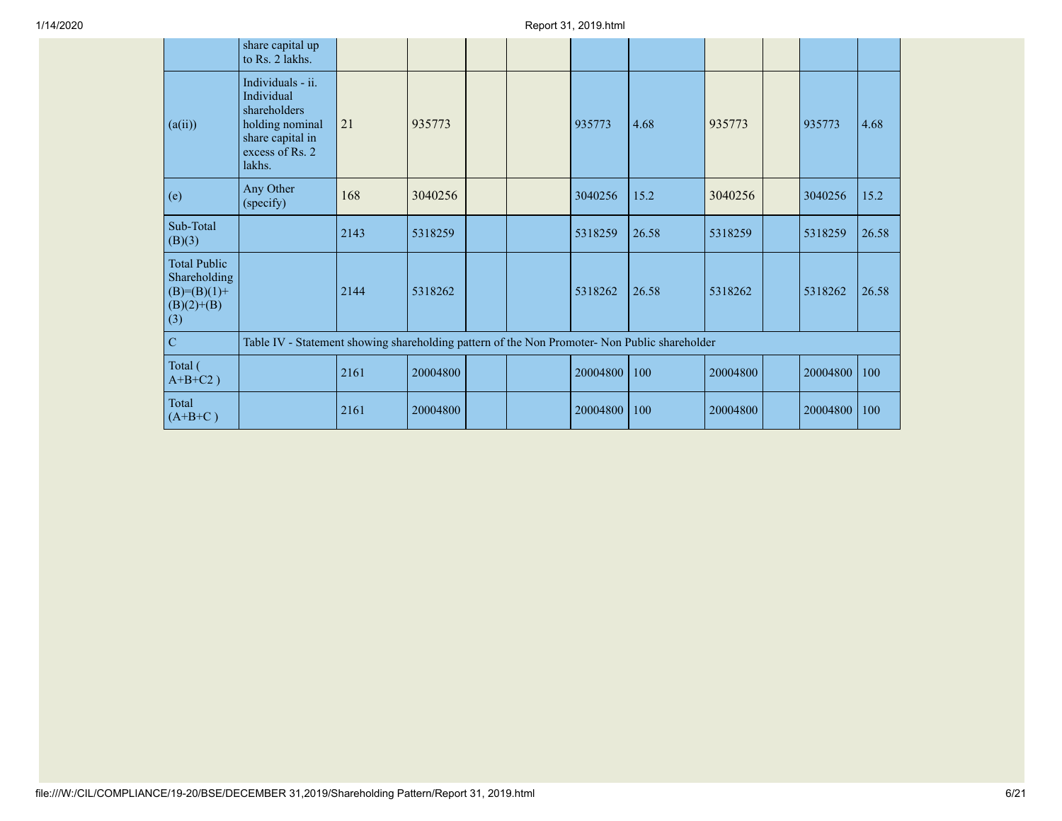| | share capital up to Rs. 2 lakhs. | | | | | | | | | | |
|---|---|---|---|---|---|---|---|---|---|---|---|
| (a(ii)) | Individuals - ii. Individual shareholders holding nominal share capital in excess of Rs. 2 lakhs. | 21 | 935773 | | | 935773 | 4.68 | 935773 | | 935773 | 4.68 |
| (e) | Any Other (specify) | 168 | 3040256 | | | 3040256 | 15.2 | 3040256 | | 3040256 | 15.2 |
| Sub-Total (B)(3) | | 2143 | 5318259 | | | 5318259 | 26.58 | 5318259 | | 5318259 | 26.58 |
| Total Public Shareholding (B)=(B)(1)+(B)(2)+(B)(3) | | 2144 | 5318262 | | | 5318262 | 26.58 | 5318262 | | 5318262 | 26.58 |
| C | Table IV - Statement showing shareholding pattern of the Non Promoter- Non Public shareholder | | | | | | | | | | |
| Total ( A+B+C2 ) | | 2161 | 20004800 | | | 20004800 | 100 | 20004800 | | 20004800 | 100 |
| Total (A+B+C ) | | 2161 | 20004800 | | | 20004800 | 100 | 20004800 | | 20004800 | 100 |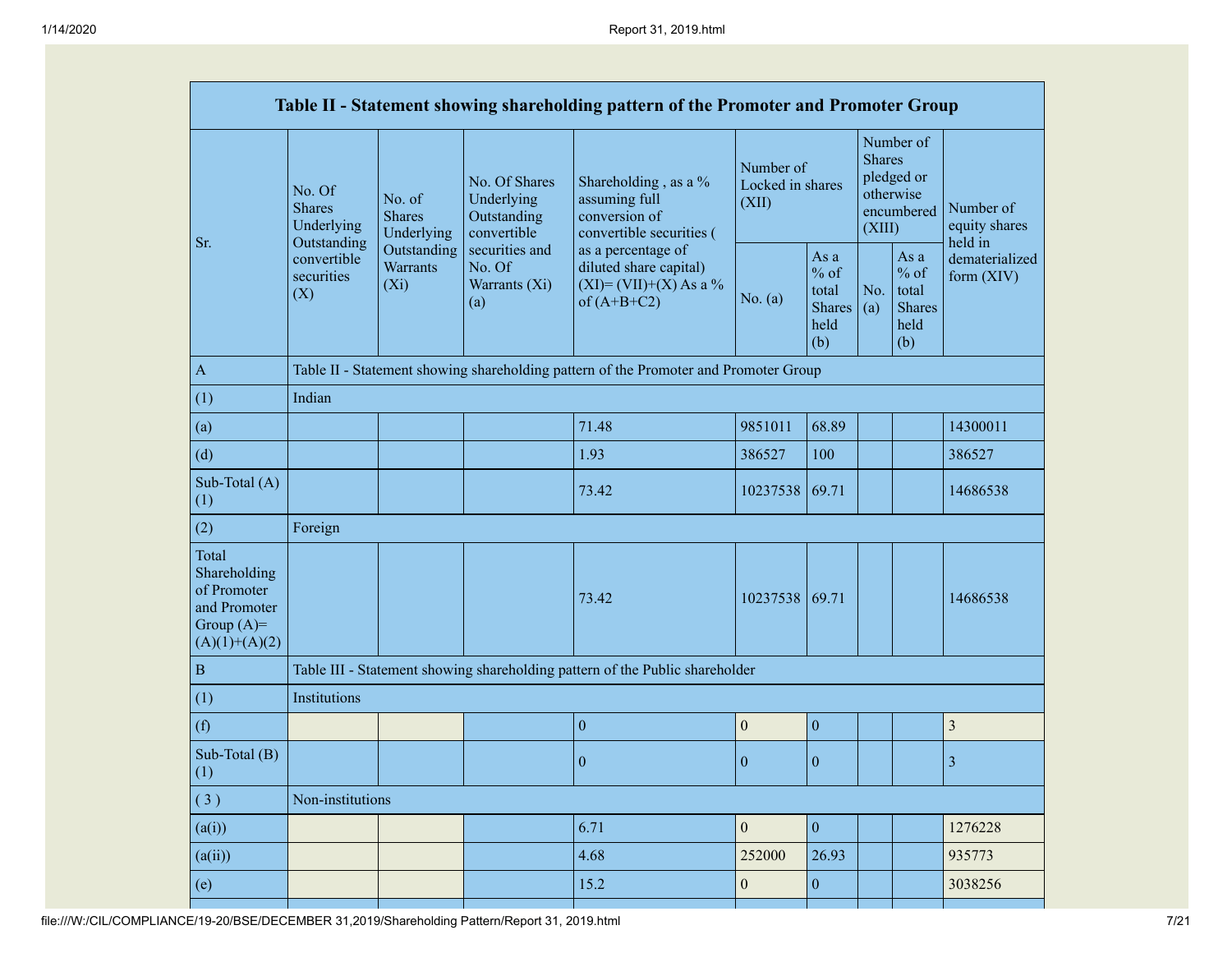| Table II - Statement showing shareholding pattern of the Promoter and Promoter Group | | | | | | | | | |
|---|---|---|---|---|---|---|---|---|---|
| Sr. | No. Of Shares Underlying Outstanding convertible securities (X) | No. of Shares Underlying Outstanding Warrants (Xi) | No. Of Shares Underlying Outstanding convertible securities and No. Of Warrants (Xi) (a) | Shareholding , as a % assuming full conversion of convertible securities ( as a percentage of diluted share capital) (XI)= (VII)+(X) As a % of (A+B+C2) | Number of Locked in shares (XII) | | Number of Shares pledged or otherwise encumbered (XIII) | | Number of equity shares held in dematerialized form (XIV) |
| | | | | | No. (a) | As a % of total Shares held (b) | No. (a) | As a % of total Shares held (b) | |
| A | Table II - Statement showing shareholding pattern of the Promoter and Promoter Group | | | | | | | | |
| (1) | Indian | | | | | | | | |
| (a) | | | | 71.48 | 9851011 | 68.89 | | | 14300011 |
| (d) | | | | 1.93 | 386527 | 100 | | | 386527 |
| Sub-Total (A) (1) | | | | 73.42 | 10237538 | 69.71 | | | 14686538 |
| (2) | Foreign | | | | | | | | |
| Total Shareholding of Promoter and Promoter Group (A)= (A)(1)+(A)(2) | | | | 73.42 | 10237538 | 69.71 | | | 14686538 |
| B | Table III - Statement showing shareholding pattern of the Public shareholder | | | | | | | | |
| (1) | Institutions | | | | | | | | |
| (f) | | | | 0 | 0 | 0 | | | 3 |
| Sub-Total (B) (1) | | | | 0 | 0 | 0 | | | 3 |
| ( 3 ) | Non-institutions | | | | | | | | |
| (a(i)) | | | | 6.71 | 0 | 0 | | | 1276228 |
| (a(ii)) | | | | 4.68 | 252000 | 26.93 | | | 935773 |
| (e) | | | | 15.2 | 0 | 0 | | | 3038256 |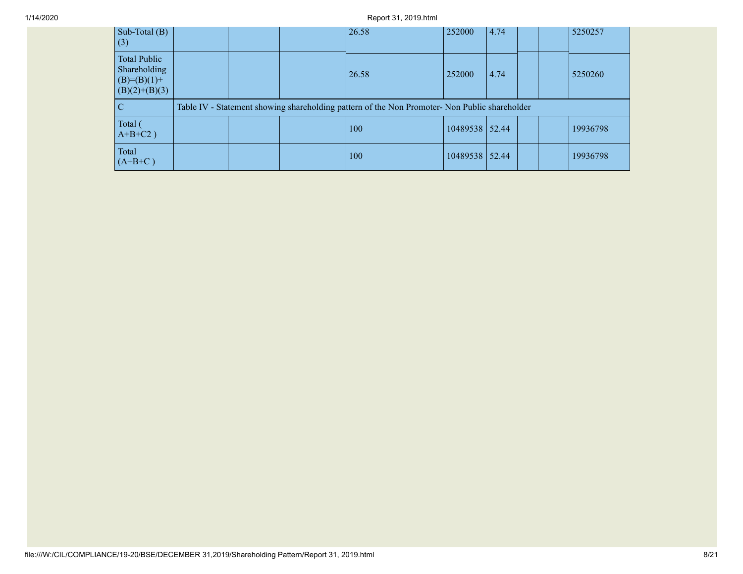| | | | | | | | | | |
|---|---|---|---|---|---|---|---|---|---|
| Sub-Total (B)(3) | | | | 26.58 | 252000 | 4.74 | | | 5250257 |
| Total Public Shareholding (B)=(B)(1)+(B)(2)+(B)(3) | | | | 26.58 | 252000 | 4.74 | | | 5250260 |
| C | Table IV - Statement showing shareholding pattern of the Non Promoter- Non Public shareholder | | | | | | | | |
| Total ( A+B+C2 ) | | | | 100 | 10489538 | 52.44 | | | 19936798 |
| Total (A+B+C ) | | | | 100 | 10489538 | 52.44 | | | 19936798 |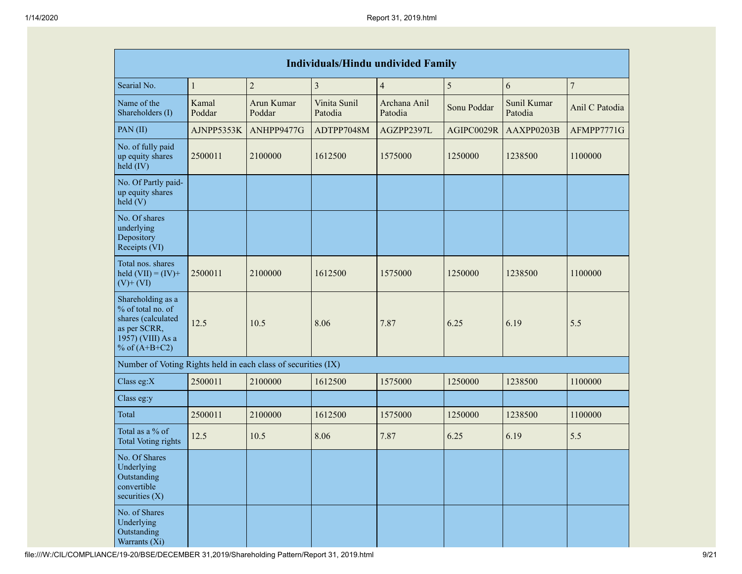| Individuals/Hindu undivided Family | | | | | | | |
|---|---|---|---|---|---|---|---|
| Searial No. | 1 | 2 | 3 | 4 | 5 | 6 | 7 |
| Name of the Shareholders (I) | Kamal Poddar | Arun Kumar Poddar | Vinita Sunil Patodia | Archana Anil Patodia | Sonu Poddar | Sunil Kumar Patodia | Anil C Patodia |
| PAN (II) | AJNPP5353K | ANHPP9477G | ADTPP7048M | AGZPP2397L | AGIPC0029R | AAXPP0203B | AFMPP7771G |
| No. of fully paid up equity shares held (IV) | 2500011 | 2100000 | 1612500 | 1575000 | 1250000 | 1238500 | 1100000 |
| No. Of Partly paid-up equity shares held (V) | | | | | | | |
| No. Of shares underlying Depository Receipts (VI) | | | | | | | |
| Total nos. shares held (VII) = (IV)+ (V)+ (VI) | 2500011 | 2100000 | 1612500 | 1575000 | 1250000 | 1238500 | 1100000 |
| Shareholding as a % of total no. of shares (calculated as per SCRR, 1957) (VIII) As a % of (A+B+C2) | 12.5 | 10.5 | 8.06 | 7.87 | 6.25 | 6.19 | 5.5 |
| Number of Voting Rights held in each class of securities (IX) | | | | | | | |
| Class eg:X | 2500011 | 2100000 | 1612500 | 1575000 | 1250000 | 1238500 | 1100000 |
| Class eg:y | | | | | | | |
| Total | 2500011 | 2100000 | 1612500 | 1575000 | 1250000 | 1238500 | 1100000 |
| Total as a % of Total Voting rights | 12.5 | 10.5 | 8.06 | 7.87 | 6.25 | 6.19 | 5.5 |
| No. Of Shares Underlying Outstanding convertible securities (X) | | | | | | | |
| No. of Shares Underlying Outstanding Warrants (Xi) | | | | | | | |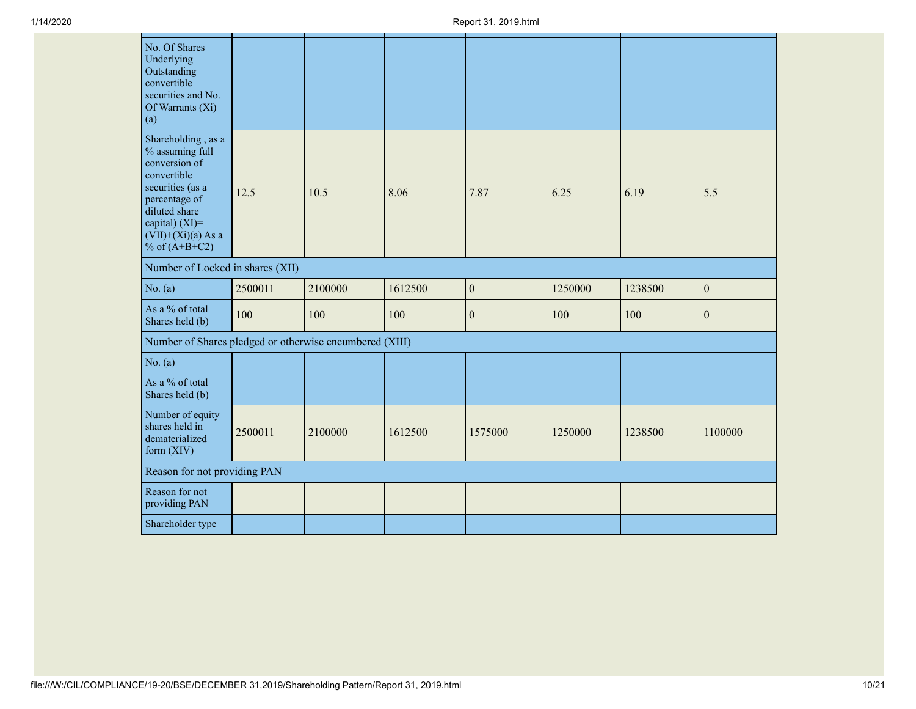| | | | | | | | |
|---|---|---|---|---|---|---|---|
| No. Of Shares Underlying Outstanding convertible securities and No. Of Warrants (Xi) (a) | | | | | | | |
| Shareholding , as a % assuming full conversion of convertible securities (as a percentage of diluted share capital) (XI)= (VII)+(Xi)(a) As a % of (A+B+C2) | 12.5 | 10.5 | 8.06 | 7.87 | 6.25 | 6.19 | 5.5 |
| Number of Locked in shares (XII) | | | | | | | |
| No. (a) | 2500011 | 2100000 | 1612500 | 0 | 1250000 | 1238500 | 0 |
| As a % of total Shares held (b) | 100 | 100 | 100 | 0 | 100 | 100 | 0 |
| Number of Shares pledged or otherwise encumbered (XIII) | | | | | | | |
| No. (a) | | | | | | | |
| As a % of total Shares held (b) | | | | | | | |
| Number of equity shares held in dematerialized form (XIV) | 2500011 | 2100000 | 1612500 | 1575000 | 1250000 | 1238500 | 1100000 |
| Reason for not providing PAN | | | | | | | |
| Reason for not providing PAN | | | | | | | |
| Shareholder type | | | | | | | |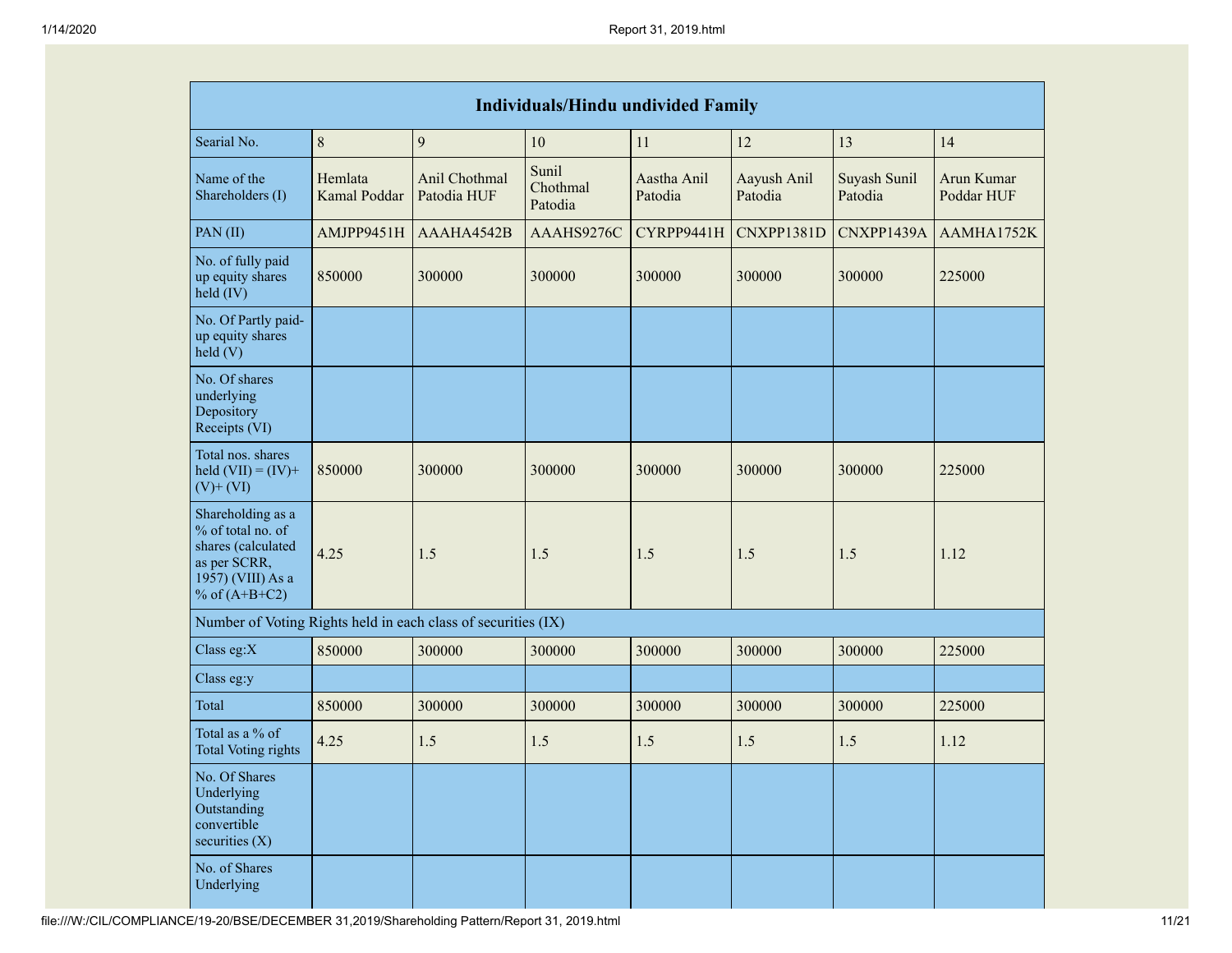| Individuals/Hindu undivided Family | | | | | | | |
|---|---|---|---|---|---|---|---|
| Searial No. | 8 | 9 | 10 | 11 | 12 | 13 | 14 |
| Name of the Shareholders (I) | Hemlata Kamal Poddar | Anil Chothmal Patodia HUF | Sunil Chothmal Patodia | Aastha Anil Patodia | Aayush Anil Patodia | Suyash Sunil Patodia | Arun Kumar Poddar HUF |
| PAN (II) | AMJPP9451H | AAAHA4542B | AAAHS9276C | CYRPP9441H | CNXPP1381D | CNXPP1439A | AAMHA1752K |
| No. of fully paid up equity shares held (IV) | 850000 | 300000 | 300000 | 300000 | 300000 | 300000 | 225000 |
| No. Of Partly paid-up equity shares held (V) | | | | | | | |
| No. Of shares underlying Depository Receipts (VI) | | | | | | | |
| Total nos. shares held (VII) = (IV)+ (V)+ (VI) | 850000 | 300000 | 300000 | 300000 | 300000 | 300000 | 225000 |
| Shareholding as a % of total no. of shares (calculated as per SCRR, 1957) (VIII) As a % of (A+B+C2) | 4.25 | 1.5 | 1.5 | 1.5 | 1.5 | 1.5 | 1.12 |
| Number of Voting Rights held in each class of securities (IX) | | | | | | | |
| Class eg:X | 850000 | 300000 | 300000 | 300000 | 300000 | 300000 | 225000 |
| Class eg:y | | | | | | | |
| Total | 850000 | 300000 | 300000 | 300000 | 300000 | 300000 | 225000 |
| Total as a % of Total Voting rights | 4.25 | 1.5 | 1.5 | 1.5 | 1.5 | 1.5 | 1.12 |
| No. Of Shares Underlying Outstanding convertible securities (X) | | | | | | | |
| No. of Shares Underlying | | | | | | | |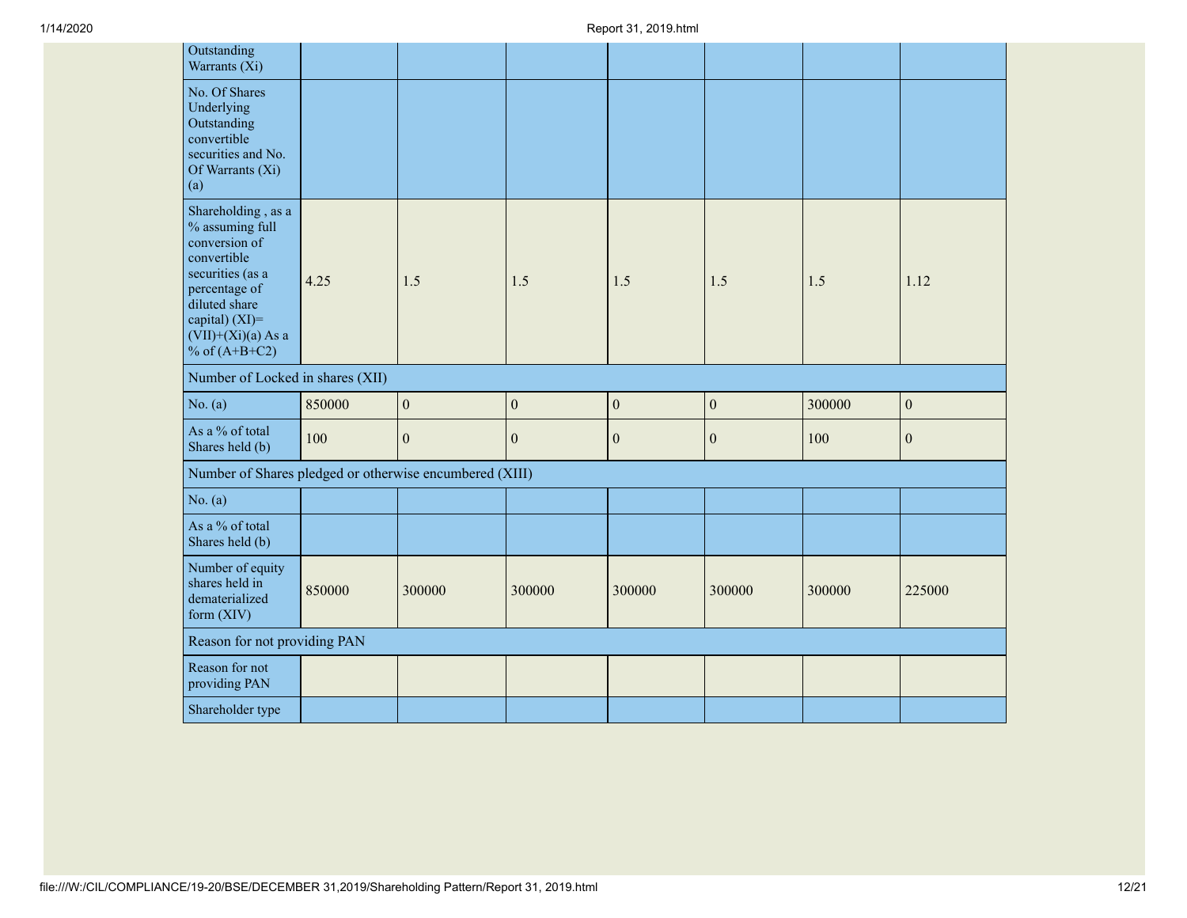| | | | | | | | |
|---|---|---|---|---|---|---|---|
| Outstanding Warrants (Xi) | | | | | | | |
| No. Of Shares Underlying Outstanding convertible securities and No. Of Warrants (Xi) (a) | | | | | | | |
| Shareholding , as a % assuming full conversion of convertible securities (as a percentage of diluted share capital) (XI)= (VII)+(Xi)(a) As a % of (A+B+C2) | 4.25 | 1.5 | 1.5 | 1.5 | 1.5 | 1.5 | 1.12 |
| Number of Locked in shares (XII) | | | | | | | |
| No. (a) | 850000 | 0 | 0 | 0 | 0 | 300000 | 0 |
| As a % of total Shares held (b) | 100 | 0 | 0 | 0 | 0 | 100 | 0 |
| Number of Shares pledged or otherwise encumbered (XIII) | | | | | | | |
| No. (a) | | | | | | | |
| As a % of total Shares held (b) | | | | | | | |
| Number of equity shares held in dematerialized form (XIV) | 850000 | 300000 | 300000 | 300000 | 300000 | 300000 | 225000 |
| Reason for not providing PAN | | | | | | | |
| Reason for not providing PAN | | | | | | | |
| Shareholder type | | | | | | | |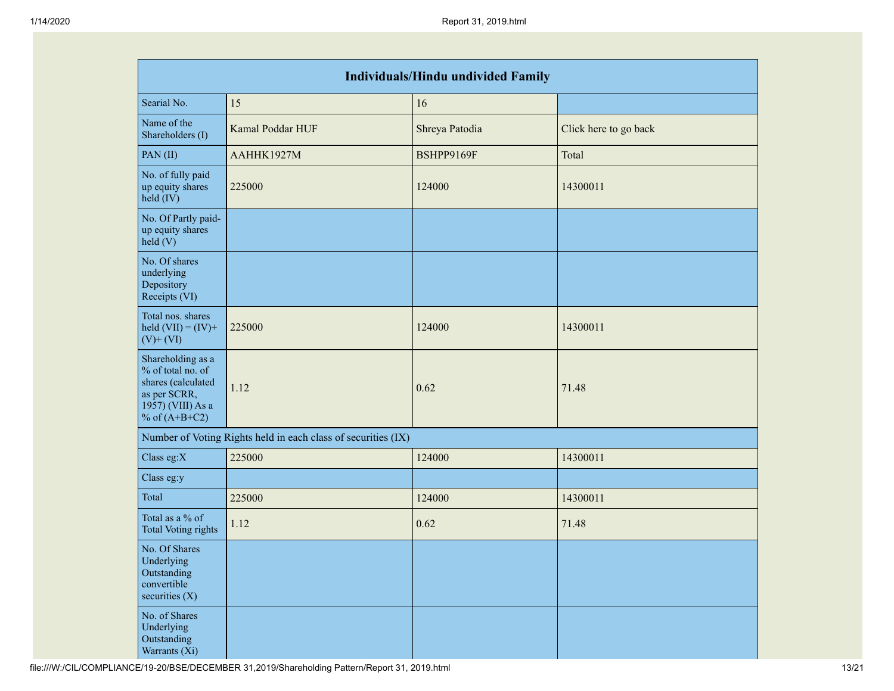| Individuals/Hindu undivided Family | | | |
|---|---|---|---|
| Searial No. | 15 | 16 | |
| Name of the Shareholders (I) | Kamal Poddar HUF | Shreya Patodia | Click here to go back |
| PAN (II) | AAHHK1927M | BSHPP9169F | Total |
| No. of fully paid up equity shares held (IV) | 225000 | 124000 | 14300011 |
| No. Of Partly paid-up equity shares held (V) | | | |
| No. Of shares underlying Depository Receipts (VI) | | | |
| Total nos. shares held (VII) = (IV)+ (V)+ (VI) | 225000 | 124000 | 14300011 |
| Shareholding as a % of total no. of shares (calculated as per SCRR, 1957) (VIII) As a % of (A+B+C2) | 1.12 | 0.62 | 71.48 |
| Number of Voting Rights held in each class of securities (IX) | | | |
| Class eg:X | 225000 | 124000 | 14300011 |
| Class eg:y | | | |
| Total | 225000 | 124000 | 14300011 |
| Total as a % of Total Voting rights | 1.12 | 0.62 | 71.48 |
| No. Of Shares Underlying Outstanding convertible securities (X) | | | |
| No. of Shares Underlying Outstanding Warrants (Xi) | | | |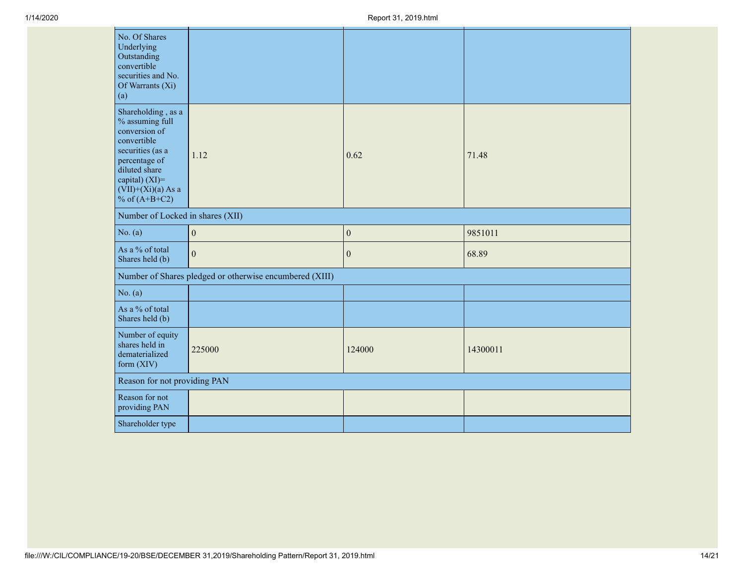| | | | |
|---|---|---|---|
| No. Of Shares Underlying Outstanding convertible securities and No. Of Warrants (Xi) (a) | | | |
| Shareholding , as a % assuming full conversion of convertible securities (as a percentage of diluted share capital) (XI)= (VII)+(Xi)(a) As a % of (A+B+C2) | 1.12 | 0.62 | 71.48 |
| Number of Locked in shares (XII) | | | |
| No. (a) | 0 | 0 | 9851011 |
| As a % of total Shares held (b) | 0 | 0 | 68.89 |
| Number of Shares pledged or otherwise encumbered (XIII) | | | |
| No. (a) | | | |
| As a % of total Shares held (b) | | | |
| Number of equity shares held in dematerialized form (XIV) | 225000 | 124000 | 14300011 |
| Reason for not providing PAN | | | |
| Reason for not providing PAN | | | |
| Shareholder type | | | |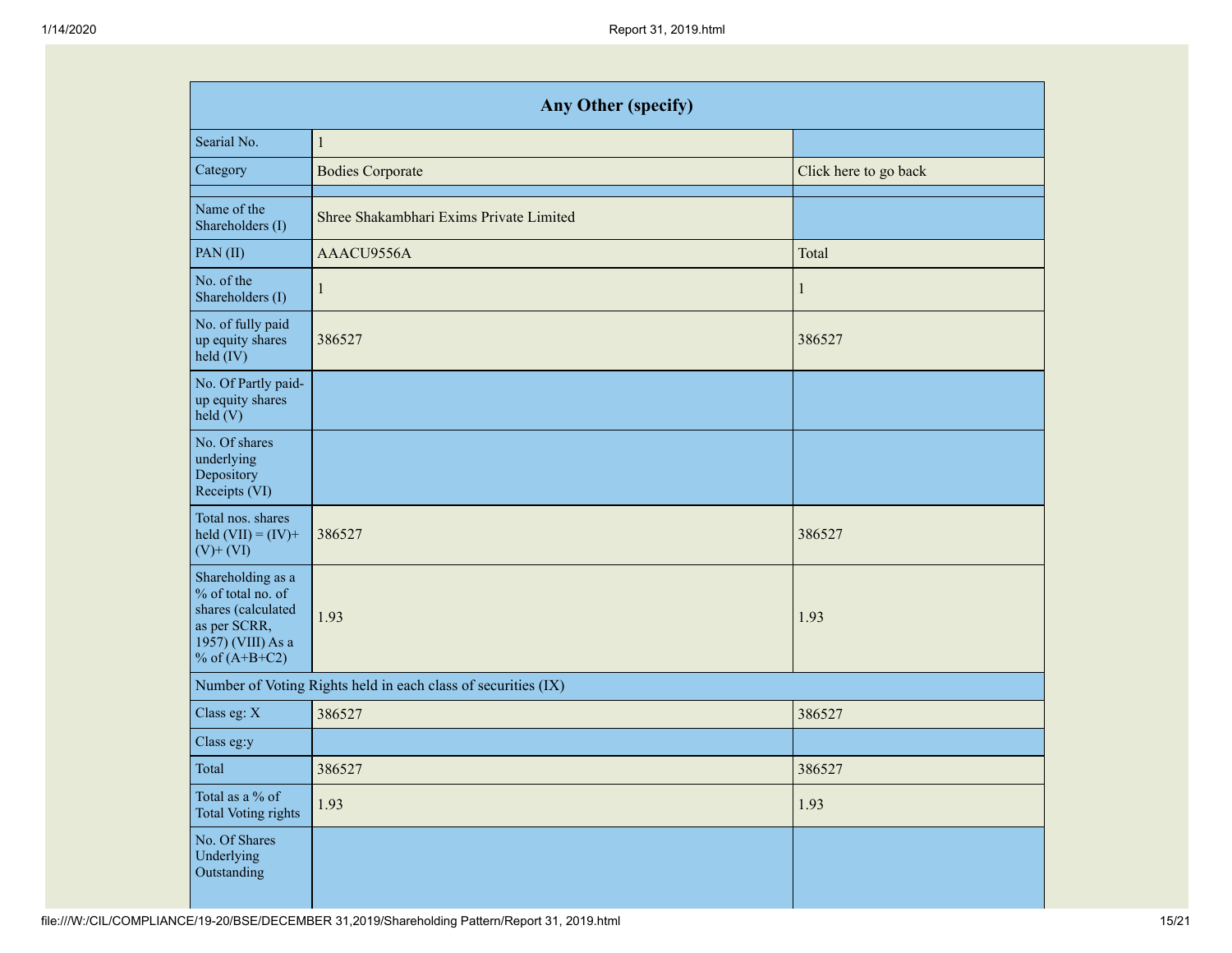| Any Other (specify) | | |
|---|---|---|
| Searial No. | 1 | |
| Category | Bodies Corporate | Click here to go back |
| | | |
| Name of the Shareholders (I) | Shree Shakambhari Exims Private Limited | |
| PAN (II) | AAACU9556A | Total |
| No. of the Shareholders (I) | 1 | 1 |
| No. of fully paid up equity shares held (IV) | 386527 | 386527 |
| No. Of Partly paid-up equity shares held (V) | | |
| No. Of shares underlying Depository Receipts (VI) | | |
| Total nos. shares held (VII) = (IV)+(V)+ (VI) | 386527 | 386527 |
| Shareholding as a % of total no. of shares (calculated as per SCRR, 1957) (VIII) As a % of (A+B+C2) | 1.93 | 1.93 |
| Number of Voting Rights held in each class of securities (IX) | | |
| Class eg: X | 386527 | 386527 |
| Class eg:y | | |
| Total | 386527 | 386527 |
| Total as a % of Total Voting rights | 1.93 | 1.93 |
| No. Of Shares Underlying Outstanding | | |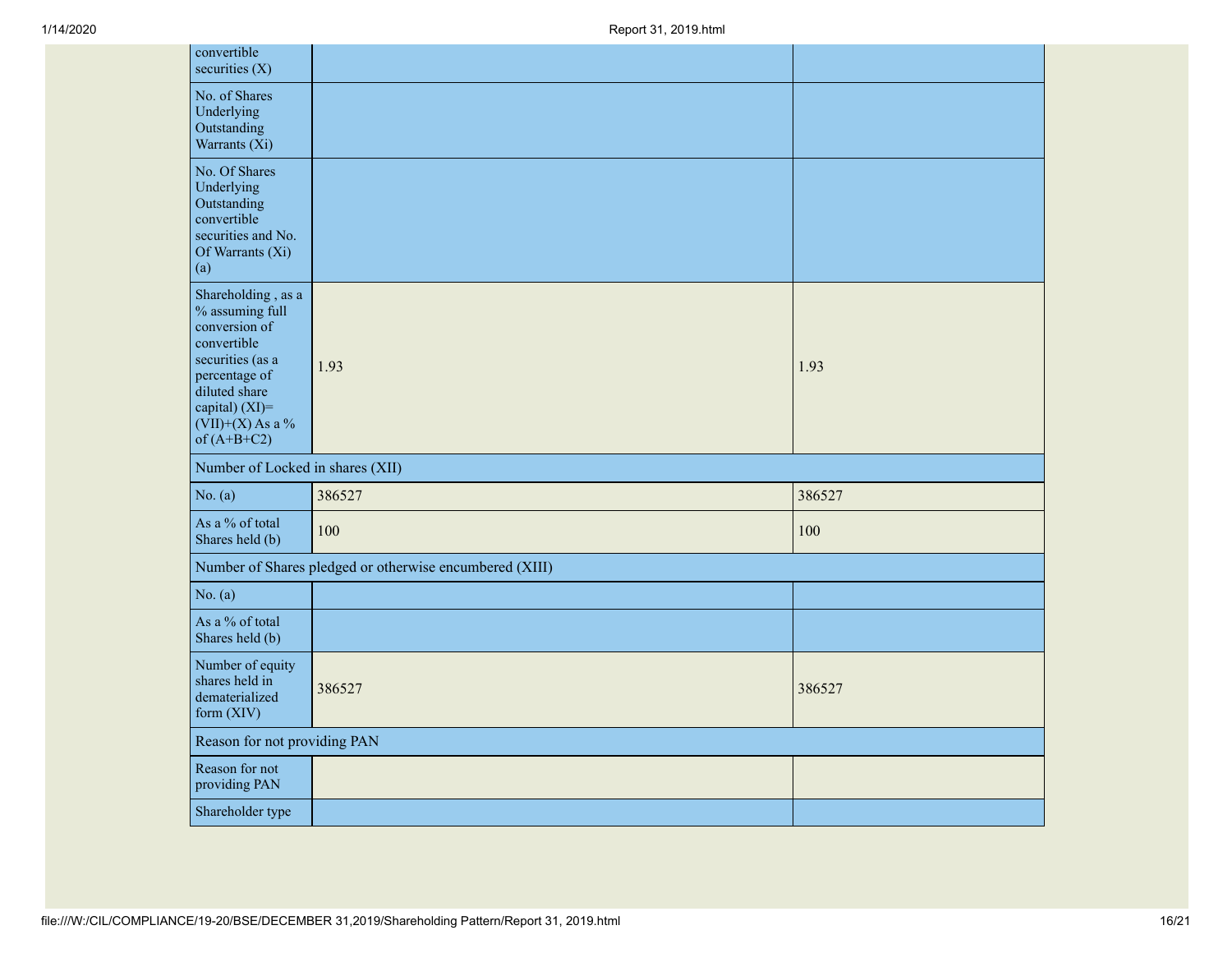| | | |
|---|---|---|
| convertible securities (X) | | |
| No. of Shares Underlying Outstanding Warrants (Xi) | | |
| No. Of Shares Underlying Outstanding convertible securities and No. Of Warrants (Xi) (a) | | |
| Shareholding , as a % assuming full conversion of convertible securities (as a percentage of diluted share capital) (XI)= (VII)+(X) As a % of (A+B+C2) | 1.93 | 1.93 |
| Number of Locked in shares (XII) | | |
| No. (a) | 386527 | 386527 |
| As a % of total Shares held (b) | 100 | 100 |
| Number of Shares pledged or otherwise encumbered (XIII) | | |
| No. (a) | | |
| As a % of total Shares held (b) | | |
| Number of equity shares held in dematerialized form (XIV) | 386527 | 386527 |
| Reason for not providing PAN | | |
| Reason for not providing PAN | | |
| Shareholder type | | |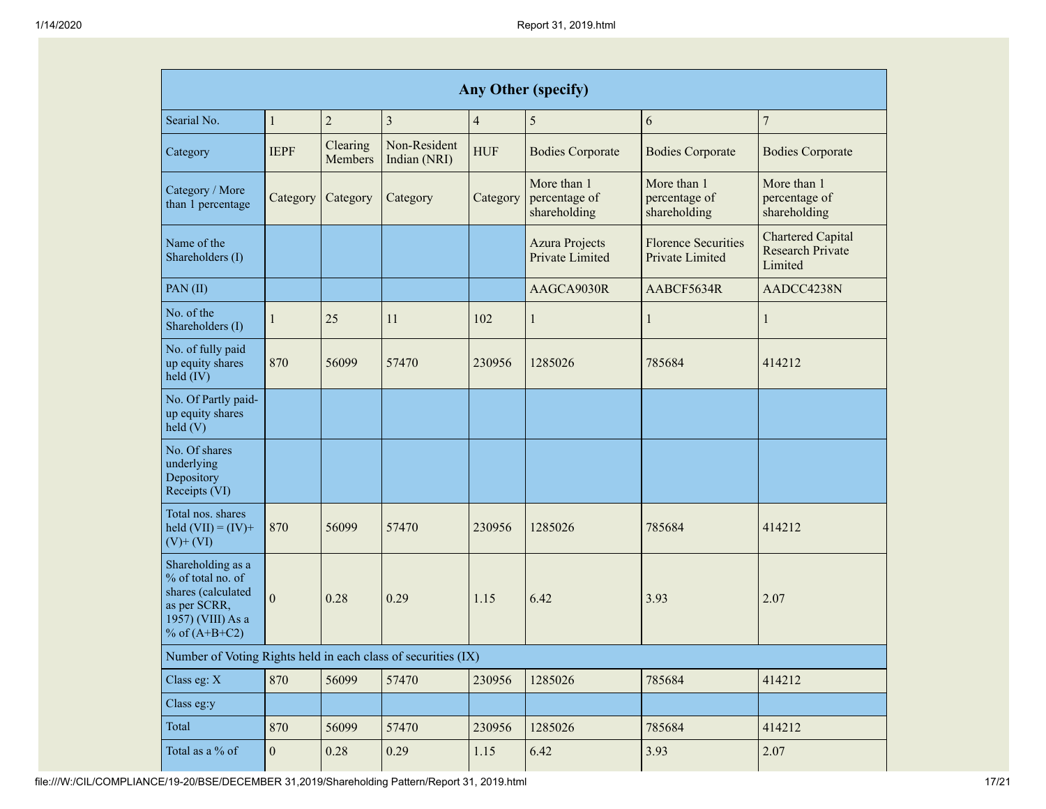| Any Other (specify) | | | | | | | |
|---|---|---|---|---|---|---|---|
| Searial No. | 1 | 2 | 3 | 4 | 5 | 6 | 7 |
| Category | IEPF | Clearing Members | Non-Resident Indian (NRI) | HUF | Bodies Corporate | Bodies Corporate | Bodies Corporate |
| Category / More than 1 percentage | Category | Category | Category | Category | More than 1 percentage of shareholding | More than 1 percentage of shareholding | More than 1 percentage of shareholding |
| Name of the Shareholders (I) | | | | | Azura Projects Private Limited | Florence Securities Private Limited | Chartered Capital Research Private Limited |
| PAN (II) | | | | | AAGCA9030R | AABCF5634R | AADCC4238N |
| No. of the Shareholders (I) | 1 | 25 | 11 | 102 | 1 | 1 | 1 |
| No. of fully paid up equity shares held (IV) | 870 | 56099 | 57470 | 230956 | 1285026 | 785684 | 414212 |
| No. Of Partly paid-up equity shares held (V) | | | | | | | |
| No. Of shares underlying Depository Receipts (VI) | | | | | | | |
| Total nos. shares held (VII) = (IV)+ (V)+ (VI) | 870 | 56099 | 57470 | 230956 | 1285026 | 785684 | 414212 |
| Shareholding as a % of total no. of shares (calculated as per SCRR, 1957) (VIII) As a % of (A+B+C2) | 0 | 0.28 | 0.29 | 1.15 | 6.42 | 3.93 | 2.07 |
| Number of Voting Rights held in each class of securities (IX) | | | | | | | |
| Class eg: X | 870 | 56099 | 57470 | 230956 | 1285026 | 785684 | 414212 |
| Class eg:y | | | | | | | |
| Total | 870 | 56099 | 57470 | 230956 | 1285026 | 785684 | 414212 |
| Total as a % of | 0 | 0.28 | 0.29 | 1.15 | 6.42 | 3.93 | 2.07 |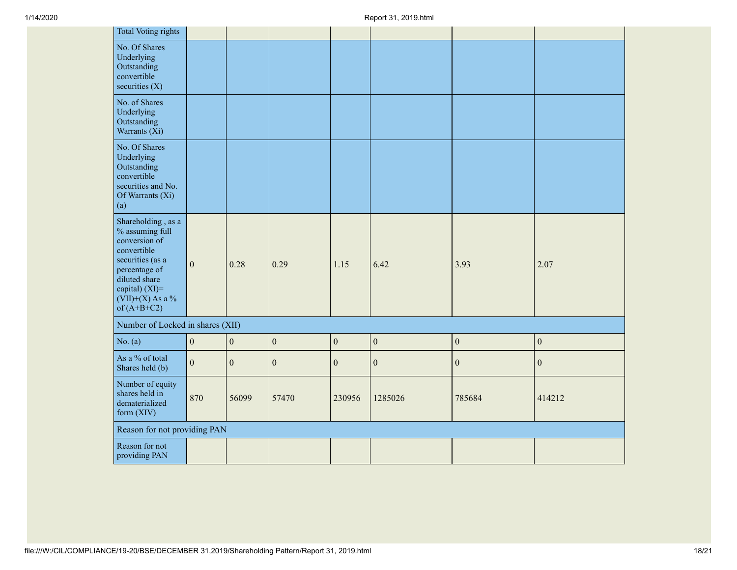| Total Voting rights | | | | | | | |
|---|---|---|---|---|---|---|---|
| No. Of Shares Underlying Outstanding convertible securities (X) | | | | | | | |
| No. of Shares Underlying Outstanding Warrants (Xi) | | | | | | | |
| No. Of Shares Underlying Outstanding convertible securities and No. Of Warrants (Xi) (a) | | | | | | | |
| Shareholding , as a % assuming full conversion of convertible securities (as a percentage of diluted share capital) (XI)= (VII)+(X) As a % of (A+B+C2) | 0 | 0.28 | 0.29 | 1.15 | 6.42 | 3.93 | 2.07 |
| Number of Locked in shares (XII) | | | | | | | |
| No. (a) | 0 | 0 | 0 | 0 | 0 | 0 | 0 |
| As a % of total Shares held (b) | 0 | 0 | 0 | 0 | 0 | 0 | 0 |
| Number of equity shares held in dematerialized form (XIV) | 870 | 56099 | 57470 | 230956 | 1285026 | 785684 | 414212 |
| Reason for not providing PAN | | | | | | | |
| Reason for not providing PAN | | | | | | | |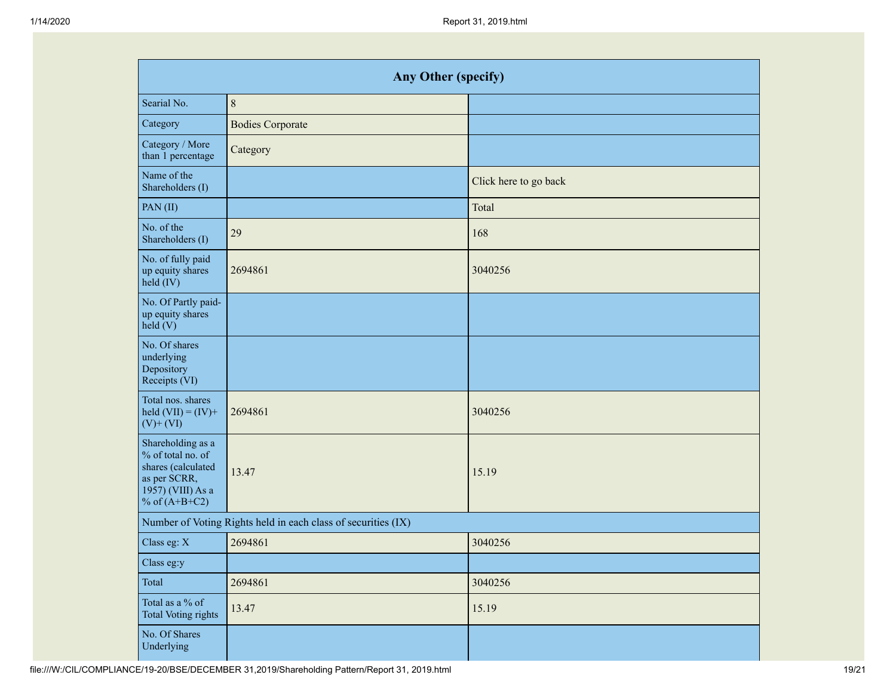| Any Other (specify) | | |
|---|---|---|
| Searial No. | 8 | |
| Category | Bodies Corporate | |
| Category / More than 1 percentage | Category | |
| Name of the Shareholders (I) | | Click here to go back |
| PAN (II) | | Total |
| No. of the Shareholders (I) | 29 | 168 |
| No. of fully paid up equity shares held (IV) | 2694861 | 3040256 |
| No. Of Partly paid-up equity shares held (V) | | |
| No. Of shares underlying Depository Receipts (VI) | | |
| Total nos. shares held (VII) = (IV)+ (V)+ (VI) | 2694861 | 3040256 |
| Shareholding as a % of total no. of shares (calculated as per SCRR, 1957) (VIII) As a % of (A+B+C2) | 13.47 | 15.19 |
| Number of Voting Rights held in each class of securities (IX) | | |
| Class eg: X | 2694861 | 3040256 |
| Class eg:y | | |
| Total | 2694861 | 3040256 |
| Total as a % of Total Voting rights | 13.47 | 15.19 |
| No. Of Shares Underlying | | |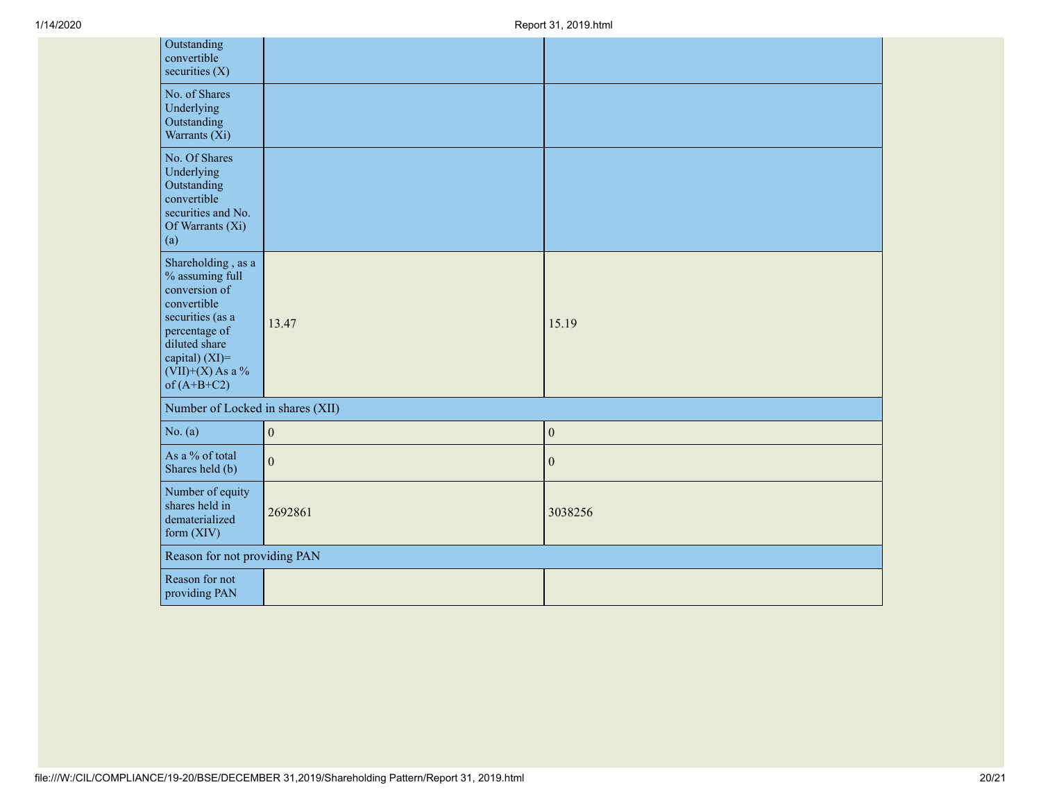| | | |
|---|---|---|
| No. Of Shares Underlying Outstanding convertible securities (X) | | |
| No. of Shares Underlying Outstanding Warrants (Xi) | | |
| No. Of Shares Underlying Outstanding convertible securities and No. Of Warrants (Xi) (a) | | |
| Shareholding , as a % assuming full conversion of convertible securities (as a percentage of diluted share capital) (XI)= (VII)+(X) As a % of (A+B+C2) | 13.47 | 15.19 |
| Number of Locked in shares (XII) | | |
| No. (a) | 0 | 0 |
| As a % of total Shares held (b) | 0 | 0 |
| Number of equity shares held in dematerialized form (XIV) | 2692861 | 3038256 |
| Reason for not providing PAN | | |
| Reason for not providing PAN | | |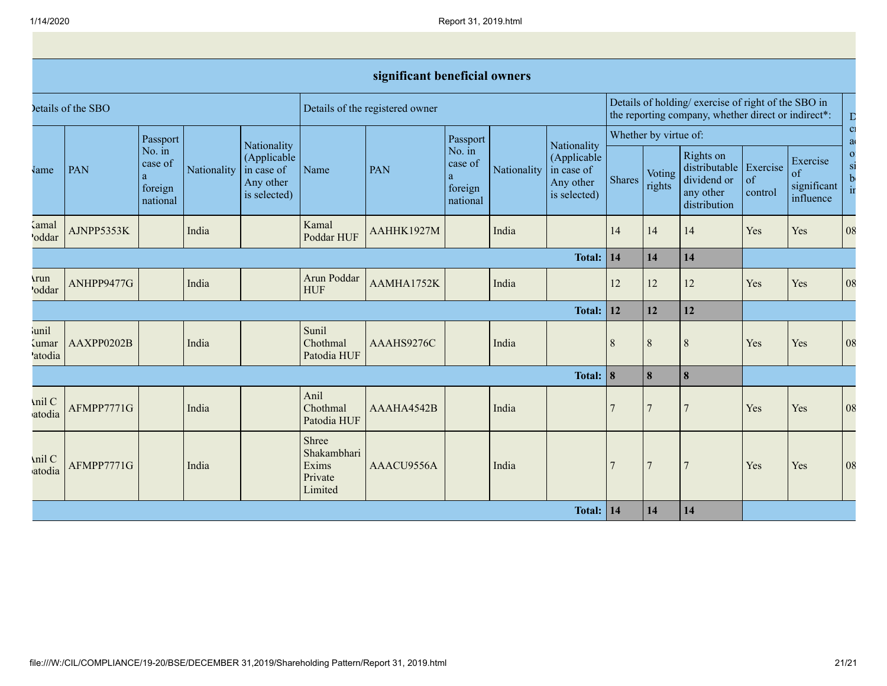## significant beneficial owners

| Details of the SBO | | | | | Details of the registered owner | | | | | Details of holding/ exercise of right of the SBO in the reporting company, whether direct or indirect*: | | | | | D cr ac of si be in |
|---|---|---|---|---|---|---|---|---|---|---|---|---|---|---|---|
| | | | | | | | | | | Whether by virtue of: | | | | | |
| Name | PAN | Passport No. in case of a foreign national | Nationality | Nationality (Applicable in case of Any other is selected) | Name | PAN | Passport No. in case of a foreign national | Nationality | Nationality (Applicable in case of Any other is selected) | Shares | Voting rights | Rights on distributable dividend or any other distribution | Exercise of control | Exercise of significant influence | |
| Kamal Poddar | AJNPP5353K | | India | | Kamal Poddar HUF | AAHHK1927M | | India | | 14 | 14 | 14 | Yes | Yes | 08 |
| | | | | | | | | | **Total:** | **14** | **14** | **14** | | | |
| Arun Poddar | ANHPP9477G | | India | | Arun Poddar HUF | AAMHA1752K | | India | | 12 | 12 | 12 | Yes | Yes | 08 |
| | | | | | | | | | **Total:** | **12** | **12** | **12** | | | |
| Sunil Kumar Patodia | AAXPP0202B | | India | | Sunil Chothmal Patodia HUF | AAAHS9276C | | India | | 8 | 8 | 8 | Yes | Yes | 08 |
| | | | | | | | | | **Total:** | **8** | **8** | **8** | | | |
| Anil C Patodia | AFMPP7771G | | India | | Anil Chothmal Patodia HUF | AAAHA4542B | | India | | 7 | 7 | 7 | Yes | Yes | 08 |
| Anil C Patodia | AFMPP7771G | | India | | Shree Shakambhari Exims Private Limited | AAACU9556A | | India | | 7 | 7 | 7 | Yes | Yes | 08 |
| | | | | | | | | | **Total:** | **14** | **14** | **14** | | | |